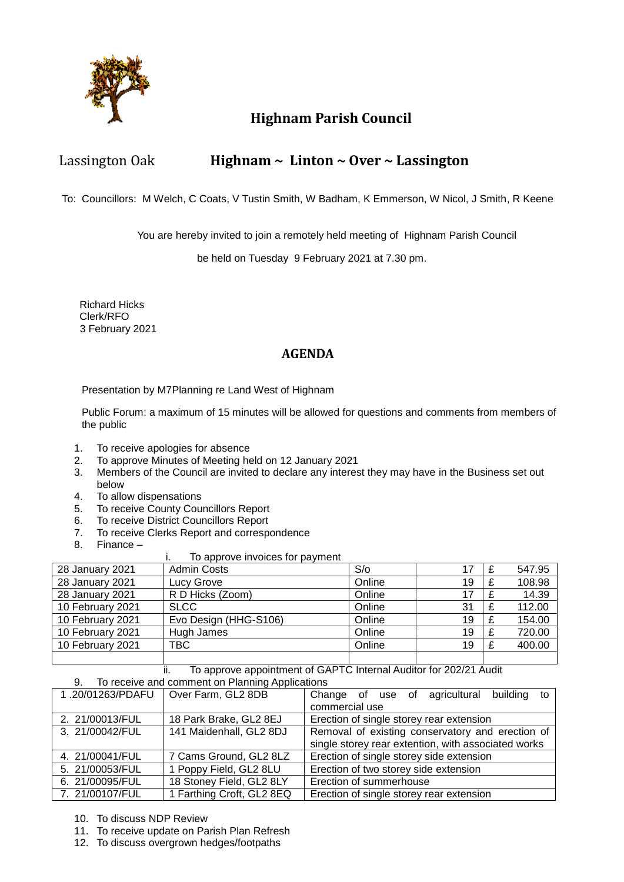# Highnam Parish Council

Lassington Oak

## Highnam ~ Linton ~ Over ~ Lassington

To: Councillors: M Welch, C Coats, V Tustin Smith, W Badham, K Emmerson, W Nicol, J Smith, R Keene

You are hereby invited to join a remotely held meeting of Highnam Parish Council

be held on Tuesday 9 February 2021 at 7.30 pm.

Richard Hicks
Clerk/RFO
3 February 2021

## AGENDA

Presentation by M7Planning re Land West of Highnam

Public Forum: a maximum of 15 minutes will be allowed for questions and comments from members of the public

1. To receive apologies for absence
2. To approve Minutes of Meeting held on 12 January 2021
3. Members of the Council are invited to declare any interest they may have in the Business set out below
4. To allow dispensations
5. To receive County Councillors Report
6. To receive District Councillors Report
7. To receive Clerks Report and correspondence
8. Finance –
   i. To approve invoices for payment

| | | | | | |
|---|---|---|---|---|---|
| 28 January 2021 | Admin Costs | S/o | 17 | £ | 547.95 |
| 28 January 2021 | Lucy Grove | Online | 19 | £ | 108.98 |
| 28 January 2021 | R D Hicks (Zoom) | Online | 17 | £ | 14.39 |
| 10 February 2021 | SLCC | Online | 31 | £ | 112.00 |
| 10 February 2021 | Evo Design (HHG-S106) | Online | 19 | £ | 154.00 |
| 10 February 2021 | Hugh James | Online | 19 | £ | 720.00 |
| 10 February 2021 | TBC | Online | 19 | £ | 400.00 |
| | | | | | |

   ii. To approve appointment of GAPTC Internal Auditor for 202/21 Audit

9. To receive and comment on Planning Applications

| | | |
|---|---|---|
| 1 .20/01263/PDAFU | Over Farm, GL2 8DB | Change of use of agricultural building to commercial use |
| 2. 21/00013/FUL | 18 Park Brake, GL2 8EJ | Erection of single storey rear extension |
| 3. 21/00042/FUL | 141 Maidenhall, GL2 8DJ | Removal of existing conservatory and erection of single storey rear extention, with associated works |
| 4. 21/00041/FUL | 7 Cams Ground, GL2 8LZ | Erection of single storey side extension |
| 5. 21/00053/FUL | 1 Poppy Field, GL2 8LU | Erection of two storey side extension |
| 6. 21/00095/FUL | 18 Stoney Field, GL2 8LY | Erection of summerhouse |
| 7. 21/00107/FUL | 1 Farthing Croft, GL2 8EQ | Erection of single storey rear extension |

10. To discuss NDP Review
11. To receive update on Parish Plan Refresh
12. To discuss overgrown hedges/footpaths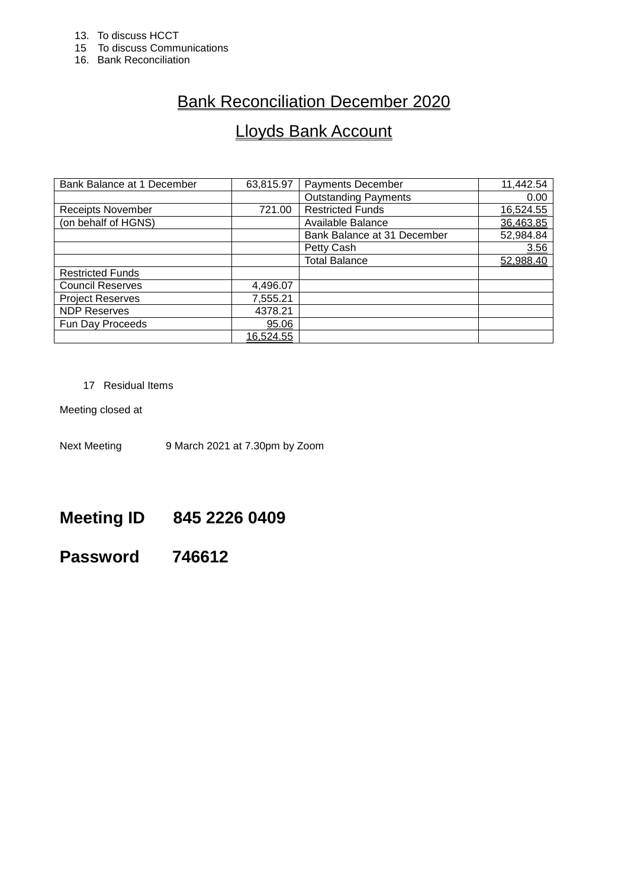13. To discuss HCCT
15 To discuss Communications
16. Bank Reconciliation

# Bank Reconciliation December 2020

# Lloyds Bank Account

| | | | |
|---|---|---|---|
| Bank Balance at 1 December | 63,815.97 | Payments December | 11,442.54 |
| | | Outstanding Payments | 0.00 |
| Receipts November | 721.00 | Restricted Funds | 16,524.55 |
| (on behalf of HGNS) | | Available Balance | 36,463.85 |
| | | Bank Balance at 31 December | 52,984.84 |
| | | Petty Cash | 3.56 |
| | | Total Balance | 52,988.40 |
| Restricted Funds | | | |
| Council Reserves | 4,496.07 | | |
| Project Reserves | 7,555.21 | | |
| NDP Reserves | 4378.21 | | |
| Fun Day Proceeds | 95.06 | | |
| | 16,524.55 | | |

17 Residual Items

Meeting closed at

Next Meeting 9 March 2021 at 7.30pm by Zoom

## Meeting ID 845 2226 0409

## Password 746612